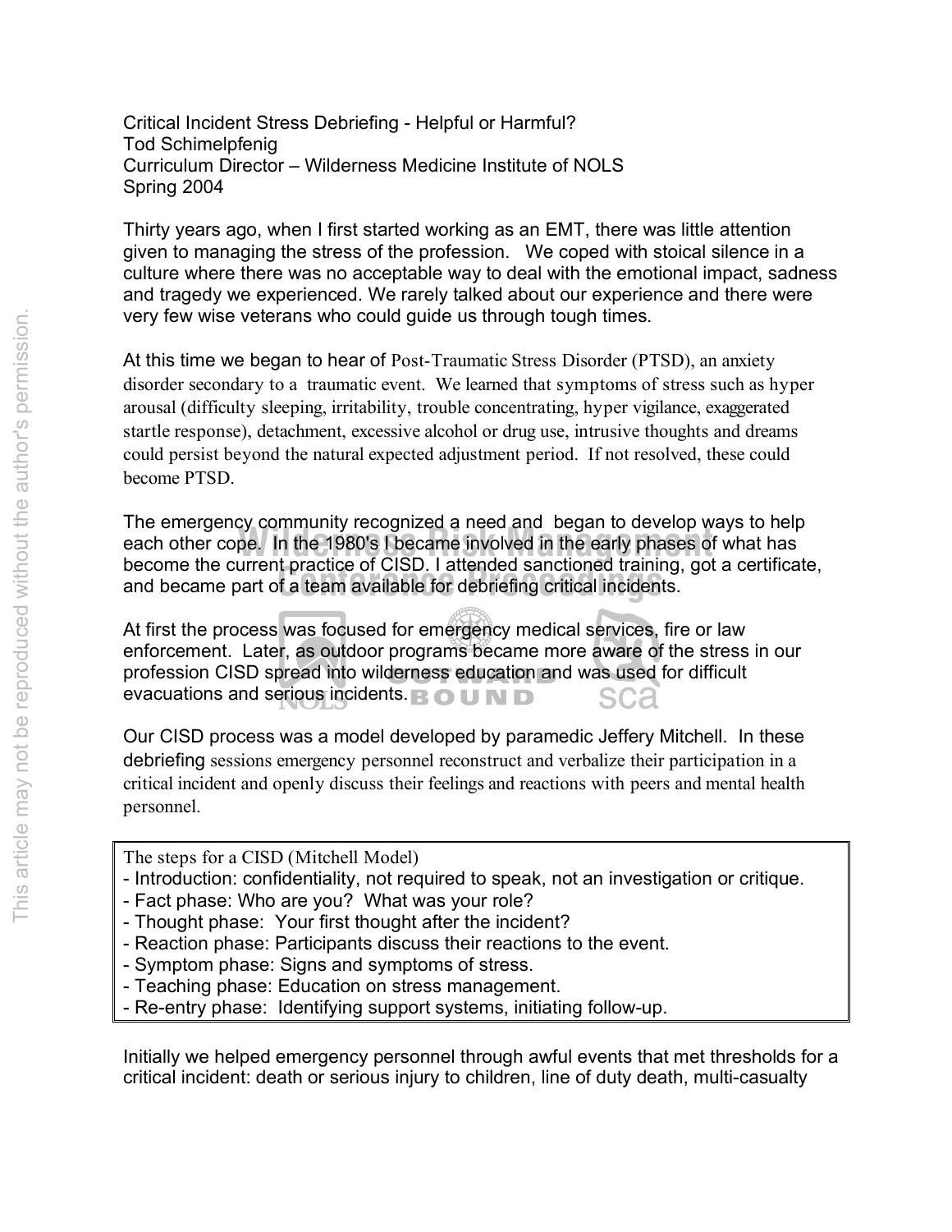Critical Incident Stress Debriefing - Helpful or Harmful?
Tod Schimelpfenig
Curriculum Director – Wilderness Medicine Institute of NOLS
Spring 2004

Thirty years ago, when I first started working as an EMT, there was little attention given to managing the stress of the profession. We coped with stoical silence in a culture where there was no acceptable way to deal with the emotional impact, sadness and tragedy we experienced. We rarely talked about our experience and there were very few wise veterans who could guide us through tough times.

At this time we began to hear of Post-Traumatic Stress Disorder (PTSD), an anxiety disorder secondary to a traumatic event. We learned that symptoms of stress such as hyper arousal (difficulty sleeping, irritability, trouble concentrating, hyper vigilance, exaggerated startle response), detachment, excessive alcohol or drug use, intrusive thoughts and dreams could persist beyond the natural expected adjustment period. If not resolved, these could become PTSD.

The emergency community recognized a need and began to develop ways to help each other cope. In the 1980's I became involved in the early phases of what has become the current practice of CISD. I attended sanctioned training, got a certificate, and became part of a team available for debriefing critical incidents.

At first the process was focused for emergency medical services, fire or law enforcement. Later, as outdoor programs became more aware of the stress in our profession CISD spread into wilderness education and was used for difficult evacuations and serious incidents.

Our CISD process was a model developed by paramedic Jeffery Mitchell. In these debriefing sessions emergency personnel reconstruct and verbalize their participation in a critical incident and openly discuss their feelings and reactions with peers and mental health personnel.

The steps for a CISD (Mitchell Model)
- Introduction: confidentiality, not required to speak, not an investigation or critique.
- Fact phase: Who are you? What was your role?
- Thought phase: Your first thought after the incident?
- Reaction phase: Participants discuss their reactions to the event.
- Symptom phase: Signs and symptoms of stress.
- Teaching phase: Education on stress management.
- Re-entry phase: Identifying support systems, initiating follow-up.

Initially we helped emergency personnel through awful events that met thresholds for a critical incident: death or serious injury to children, line of duty death, multi-casualty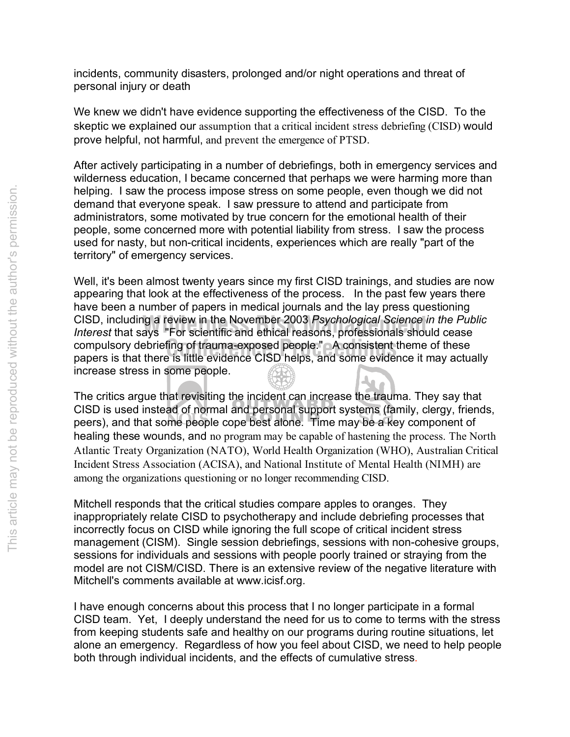incidents, community disasters, prolonged and/or night operations and threat of personal injury or death

We knew we didn't have evidence supporting the effectiveness of the CISD. To the skeptic we explained our assumption that a critical incident stress debriefing (CISD) would prove helpful, not harmful, and prevent the emergence of PTSD.

After actively participating in a number of debriefings, both in emergency services and wilderness education, I became concerned that perhaps we were harming more than helping. I saw the process impose stress on some people, even though we did not demand that everyone speak. I saw pressure to attend and participate from administrators, some motivated by true concern for the emotional health of their people, some concerned more with potential liability from stress. I saw the process used for nasty, but non-critical incidents, experiences which are really "part of the territory" of emergency services.

Well, it's been almost twenty years since my first CISD trainings, and studies are now appearing that look at the effectiveness of the process. In the past few years there have been a number of papers in medical journals and the lay press questioning CISD, including a review in the November 2003 *Psychological Science in the Public Interest* that says "For scientific and ethical reasons, professionals should cease compulsory debriefing of trauma-exposed people." A consistent theme of these papers is that there is little evidence CISD helps, and some evidence it may actually increase stress in some people.

The critics argue that revisiting the incident can increase the trauma. They say that CISD is used instead of normal and personal support systems (family, clergy, friends, peers), and that some people cope best alone. Time may be a key component of healing these wounds, and no program may be capable of hastening the process. The North Atlantic Treaty Organization (NATO), World Health Organization (WHO), Australian Critical Incident Stress Association (ACISA), and National Institute of Mental Health (NIMH) are among the organizations questioning or no longer recommending CISD.

Mitchell responds that the critical studies compare apples to oranges. They inappropriately relate CISD to psychotherapy and include debriefing processes that incorrectly focus on CISD while ignoring the full scope of critical incident stress management (CISM). Single session debriefings, sessions with non-cohesive groups, sessions for individuals and sessions with people poorly trained or straying from the model are not CISM/CISD. There is an extensive review of the negative literature with Mitchell's comments available at www.icisf.org.

I have enough concerns about this process that I no longer participate in a formal CISD team. Yet, I deeply understand the need for us to come to terms with the stress from keeping students safe and healthy on our programs during routine situations, let alone an emergency. Regardless of how you feel about CISD, we need to help people both through individual incidents, and the effects of cumulative stress.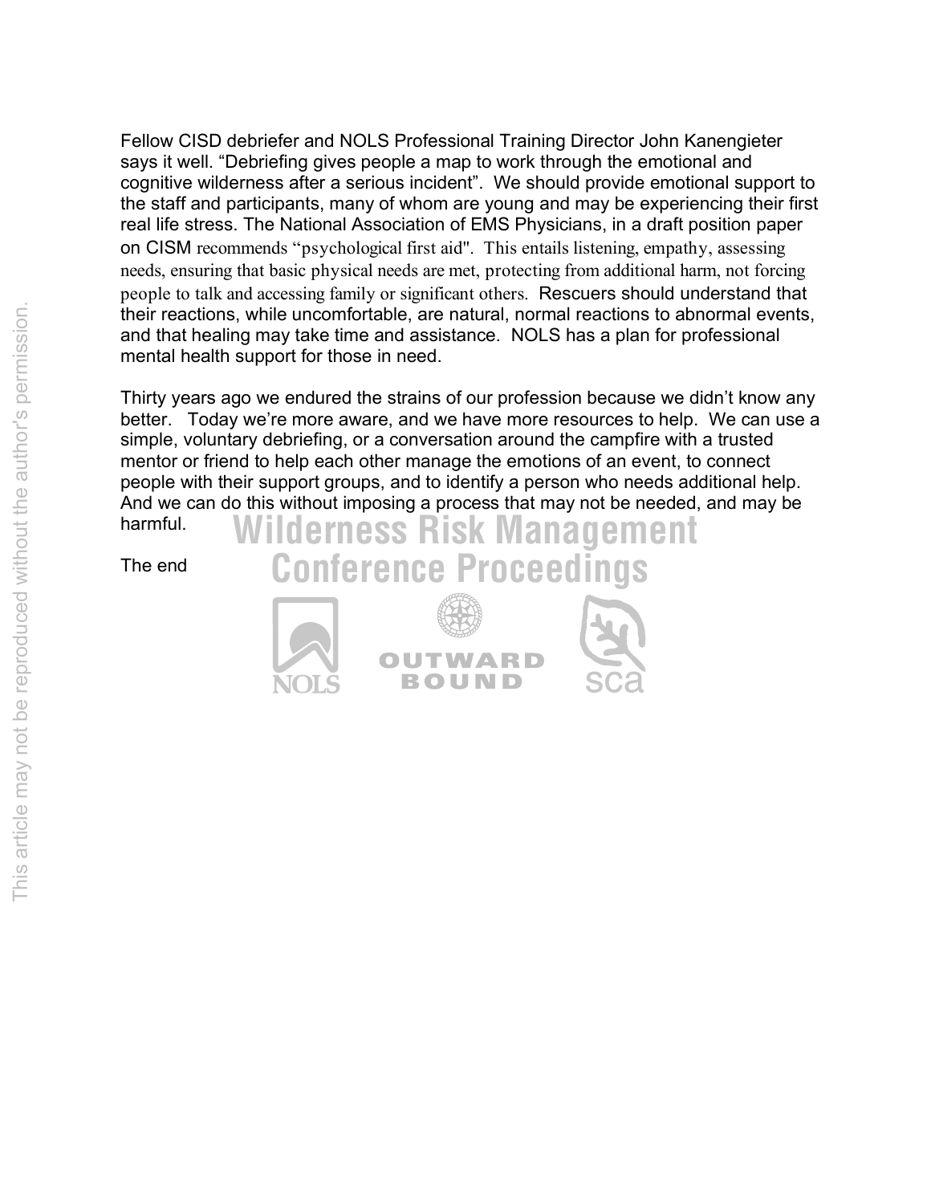Fellow CISD debriefer and NOLS Professional Training Director John Kanengieter says it well. "Debriefing gives people a map to work through the emotional and cognitive wilderness after a serious incident". We should provide emotional support to the staff and participants, many of whom are young and may be experiencing their first real life stress. The National Association of EMS Physicians, in a draft position paper on CISM recommends "psychological first aid". This entails listening, empathy, assessing needs, ensuring that basic physical needs are met, protecting from additional harm, not forcing people to talk and accessing family or significant others. Rescuers should understand that their reactions, while uncomfortable, are natural, normal reactions to abnormal events, and that healing may take time and assistance. NOLS has a plan for professional mental health support for those in need.

Thirty years ago we endured the strains of our profession because we didn't know any better. Today we're more aware, and we have more resources to help. We can use a simple, voluntary debriefing, or a conversation around the campfire with a trusted mentor or friend to help each other manage the emotions of an event, to connect people with their support groups, and to identify a person who needs additional help. And we can do this without imposing a process that may not be needed, and may be harmful.

The end